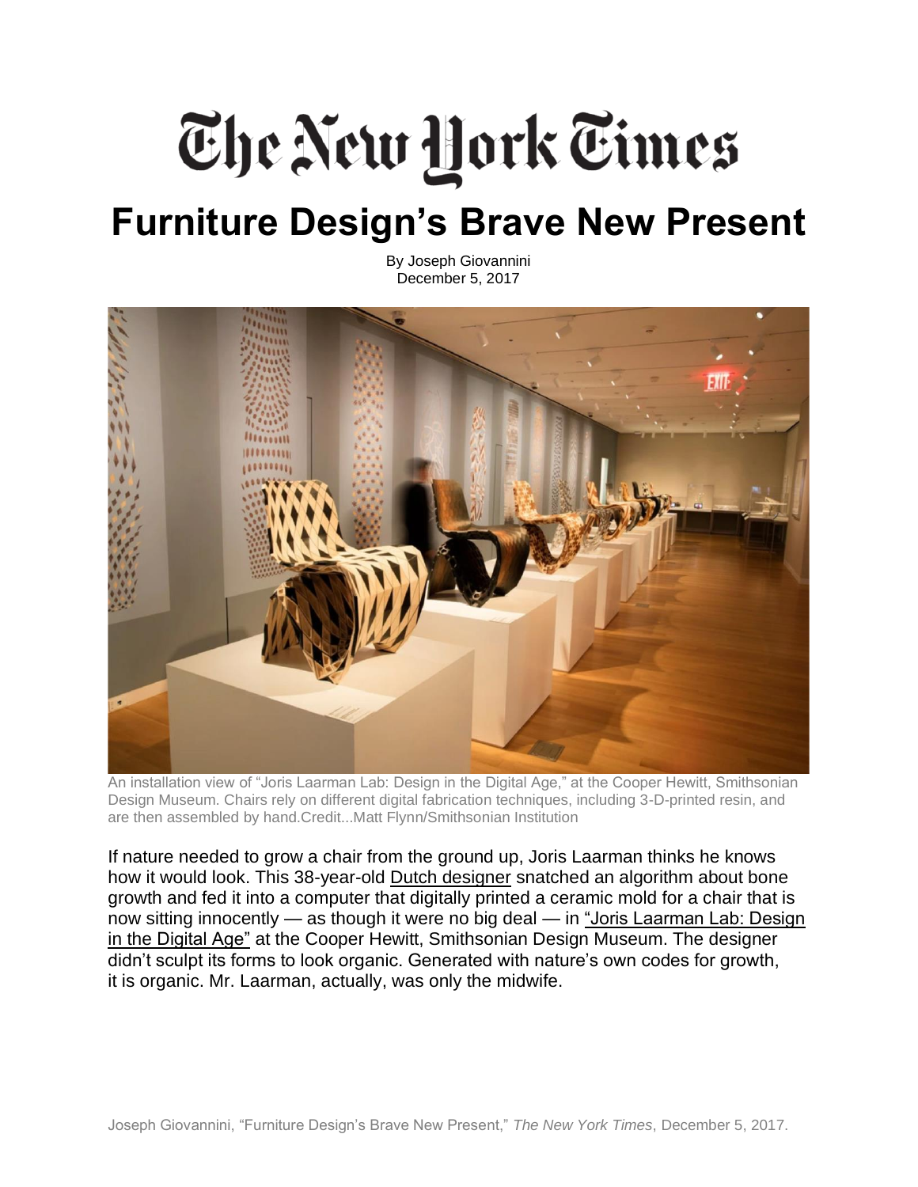# The New York Times

## Furniture Design's Brave New Present

By Joseph Giovannini
December 5, 2017

An installation view of "Joris Laarman Lab: Design in the Digital Age," at the Cooper Hewitt, Smithsonian Design Museum. Chairs rely on different digital fabrication techniques, including 3-D-printed resin, and are then assembled by hand.Credit...Matt Flynn/Smithsonian Institution

If nature needed to grow a chair from the ground up, Joris Laarman thinks he knows how it would look. This 38-year-old Dutch designer snatched an algorithm about bone growth and fed it into a computer that digitally printed a ceramic mold for a chair that is now sitting innocently — as though it were no big deal — in "Joris Laarman Lab: Design in the Digital Age" at the Cooper Hewitt, Smithsonian Design Museum. The designer didn't sculpt its forms to look organic. Generated with nature's own codes for growth, it is organic. Mr. Laarman, actually, was only the midwife.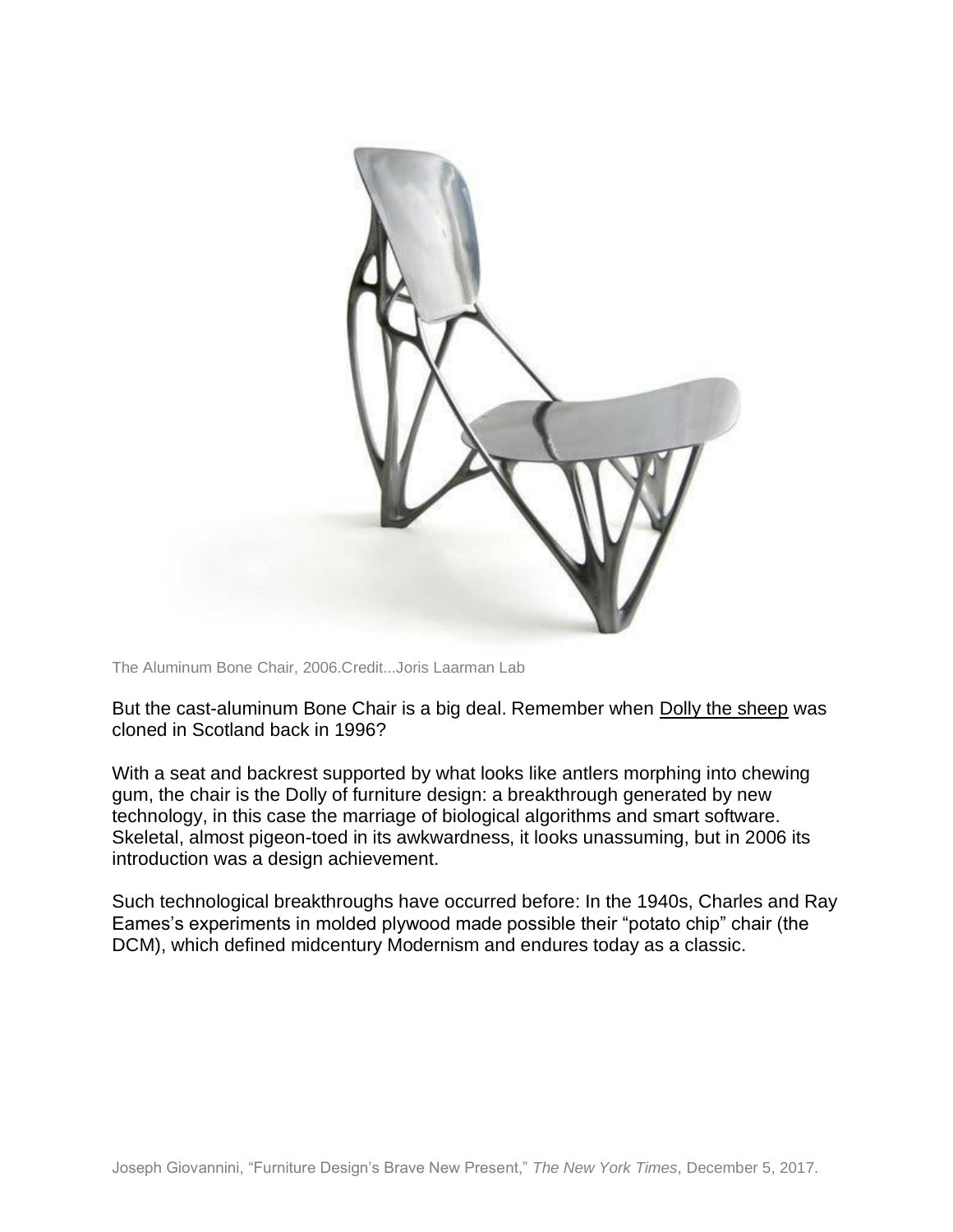The Aluminum Bone Chair, 2006.Credit...Joris Laarman Lab

But the cast-aluminum Bone Chair is a big deal. Remember when Dolly the sheep was cloned in Scotland back in 1996?

With a seat and backrest supported by what looks like antlers morphing into chewing gum, the chair is the Dolly of furniture design: a breakthrough generated by new technology, in this case the marriage of biological algorithms and smart software. Skeletal, almost pigeon-toed in its awkwardness, it looks unassuming, but in 2006 its introduction was a design achievement.

Such technological breakthroughs have occurred before: In the 1940s, Charles and Ray Eames's experiments in molded plywood made possible their "potato chip" chair (the DCM), which defined midcentury Modernism and endures today as a classic.

Joseph Giovannini, "Furniture Design's Brave New Present," *The New York Times*, December 5, 2017.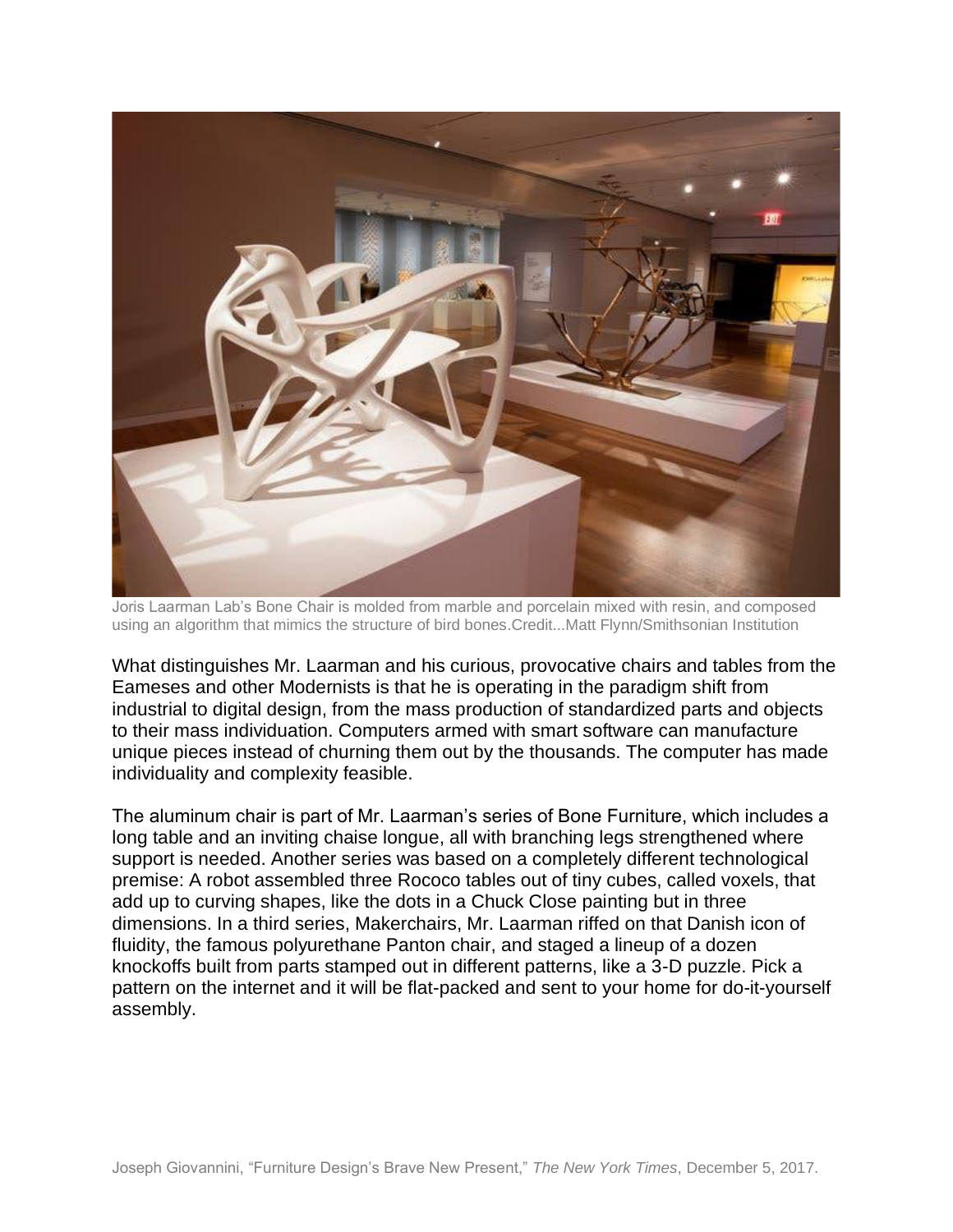Joris Laarman Lab's Bone Chair is molded from marble and porcelain mixed with resin, and composed using an algorithm that mimics the structure of bird bones.Credit...Matt Flynn/Smithsonian Institution

What distinguishes Mr. Laarman and his curious, provocative chairs and tables from the Eameses and other Modernists is that he is operating in the paradigm shift from industrial to digital design, from the mass production of standardized parts and objects to their mass individuation. Computers armed with smart software can manufacture unique pieces instead of churning them out by the thousands. The computer has made individuality and complexity feasible.

The aluminum chair is part of Mr. Laarman's series of Bone Furniture, which includes a long table and an inviting chaise longue, all with branching legs strengthened where support is needed. Another series was based on a completely different technological premise: A robot assembled three Rococo tables out of tiny cubes, called voxels, that add up to curving shapes, like the dots in a Chuck Close painting but in three dimensions. In a third series, Makerchairs, Mr. Laarman riffed on that Danish icon of fluidity, the famous polyurethane Panton chair, and staged a lineup of a dozen knockoffs built from parts stamped out in different patterns, like a 3-D puzzle. Pick a pattern on the internet and it will be flat-packed and sent to your home for do-it-yourself assembly.

Joseph Giovannini, "Furniture Design's Brave New Present," *The New York Times*, December 5, 2017.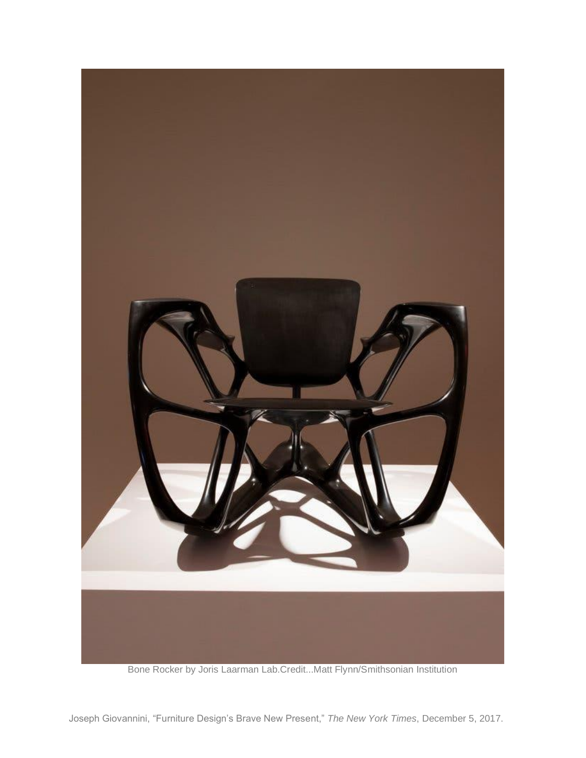Bone Rocker by Joris Laarman Lab.Credit...Matt Flynn/Smithsonian Institution

Joseph Giovannini, "Furniture Design's Brave New Present," *The New York Times*, December 5, 2017.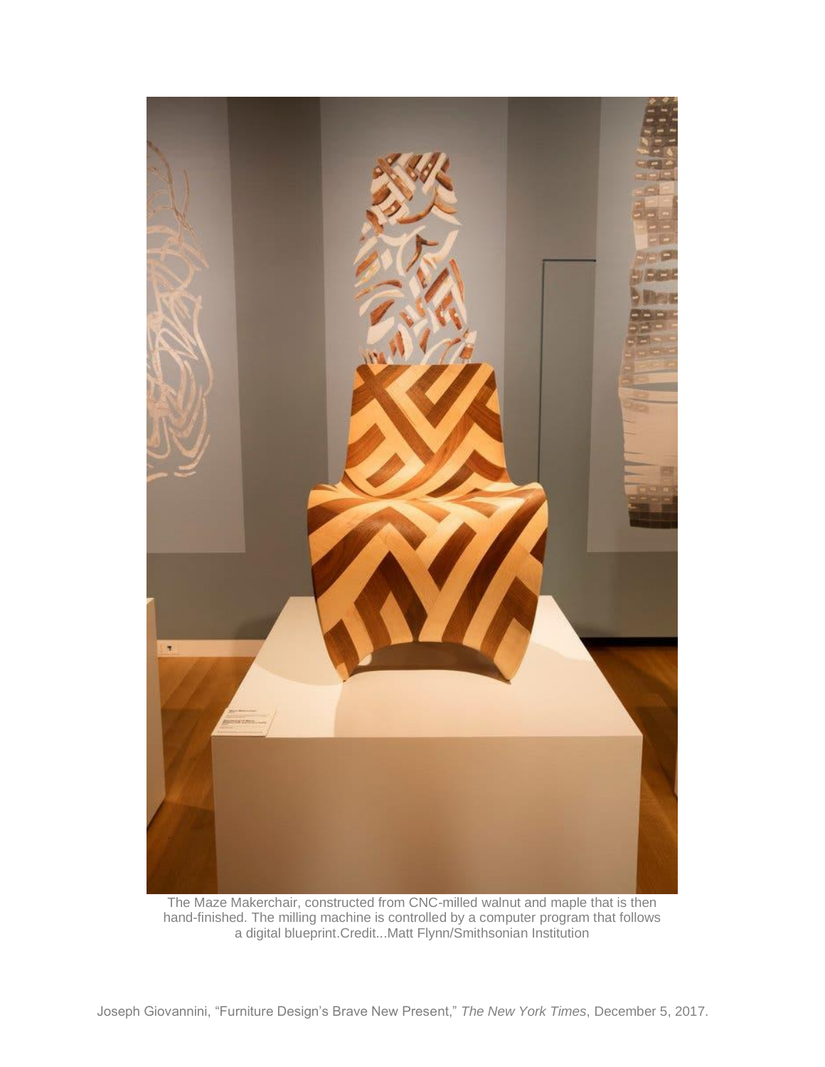The Maze Makerchair, constructed from CNC-milled walnut and maple that is then hand-finished. The milling machine is controlled by a computer program that follows a digital blueprint.Credit...Matt Flynn/Smithsonian Institution

Joseph Giovannini, "Furniture Design's Brave New Present," *The New York Times*, December 5, 2017.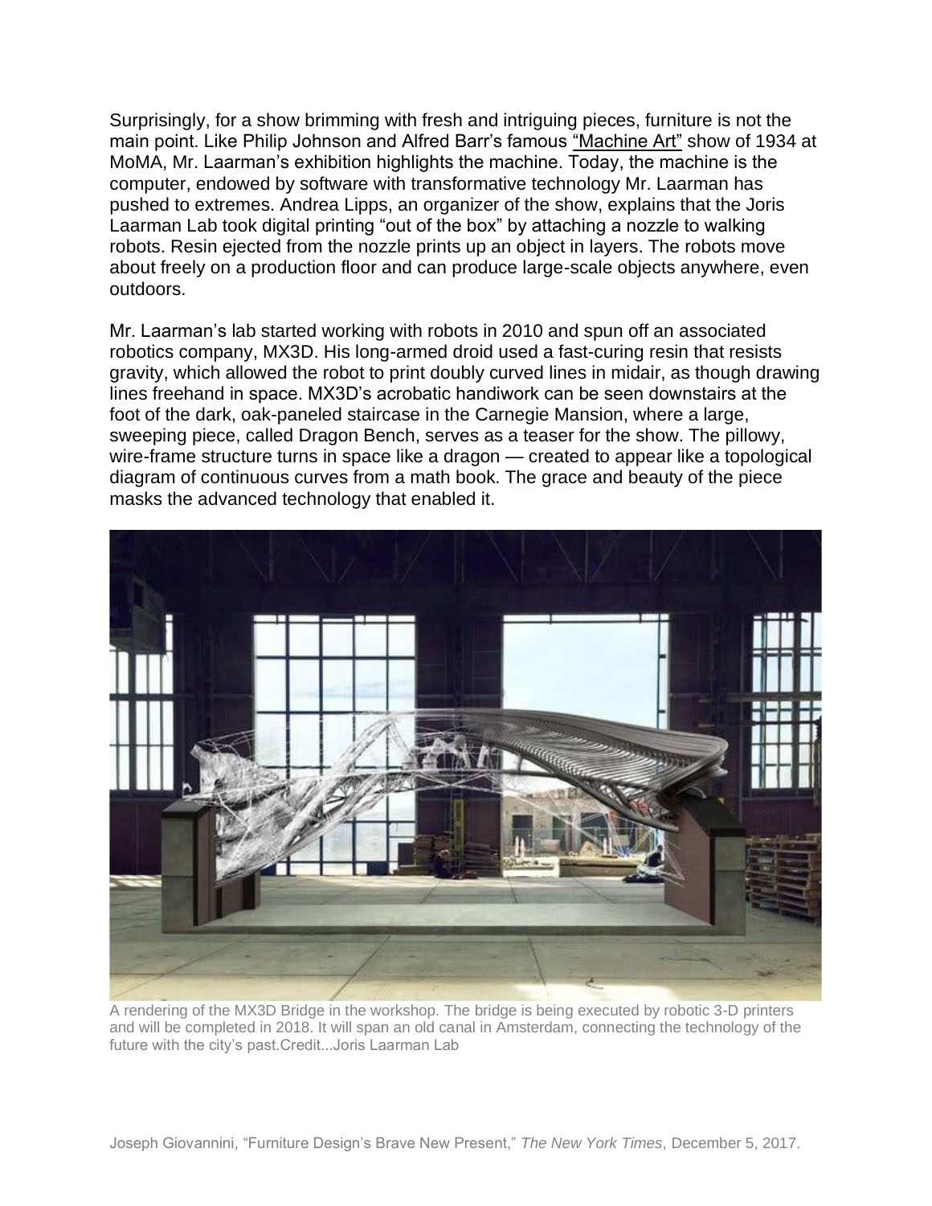Surprisingly, for a show brimming with fresh and intriguing pieces, furniture is not the main point. Like Philip Johnson and Alfred Barr's famous "Machine Art" show of 1934 at MoMA, Mr. Laarman's exhibition highlights the machine. Today, the machine is the computer, endowed by software with transformative technology Mr. Laarman has pushed to extremes. Andrea Lipps, an organizer of the show, explains that the Joris Laarman Lab took digital printing "out of the box" by attaching a nozzle to walking robots. Resin ejected from the nozzle prints up an object in layers. The robots move about freely on a production floor and can produce large-scale objects anywhere, even outdoors.

Mr. Laarman's lab started working with robots in 2010 and spun off an associated robotics company, MX3D. His long-armed droid used a fast-curing resin that resists gravity, which allowed the robot to print doubly curved lines in midair, as though drawing lines freehand in space. MX3D's acrobatic handiwork can be seen downstairs at the foot of the dark, oak-paneled staircase in the Carnegie Mansion, where a large, sweeping piece, called Dragon Bench, serves as a teaser for the show. The pillowy, wire-frame structure turns in space like a dragon — created to appear like a topological diagram of continuous curves from a math book. The grace and beauty of the piece masks the advanced technology that enabled it.

A rendering of the MX3D Bridge in the workshop. The bridge is being executed by robotic 3-D printers and will be completed in 2018. It will span an old canal in Amsterdam, connecting the technology of the future with the city's past.Credit...Joris Laarman Lab

Joseph Giovannini, "Furniture Design's Brave New Present," *The New York Times*, December 5, 2017.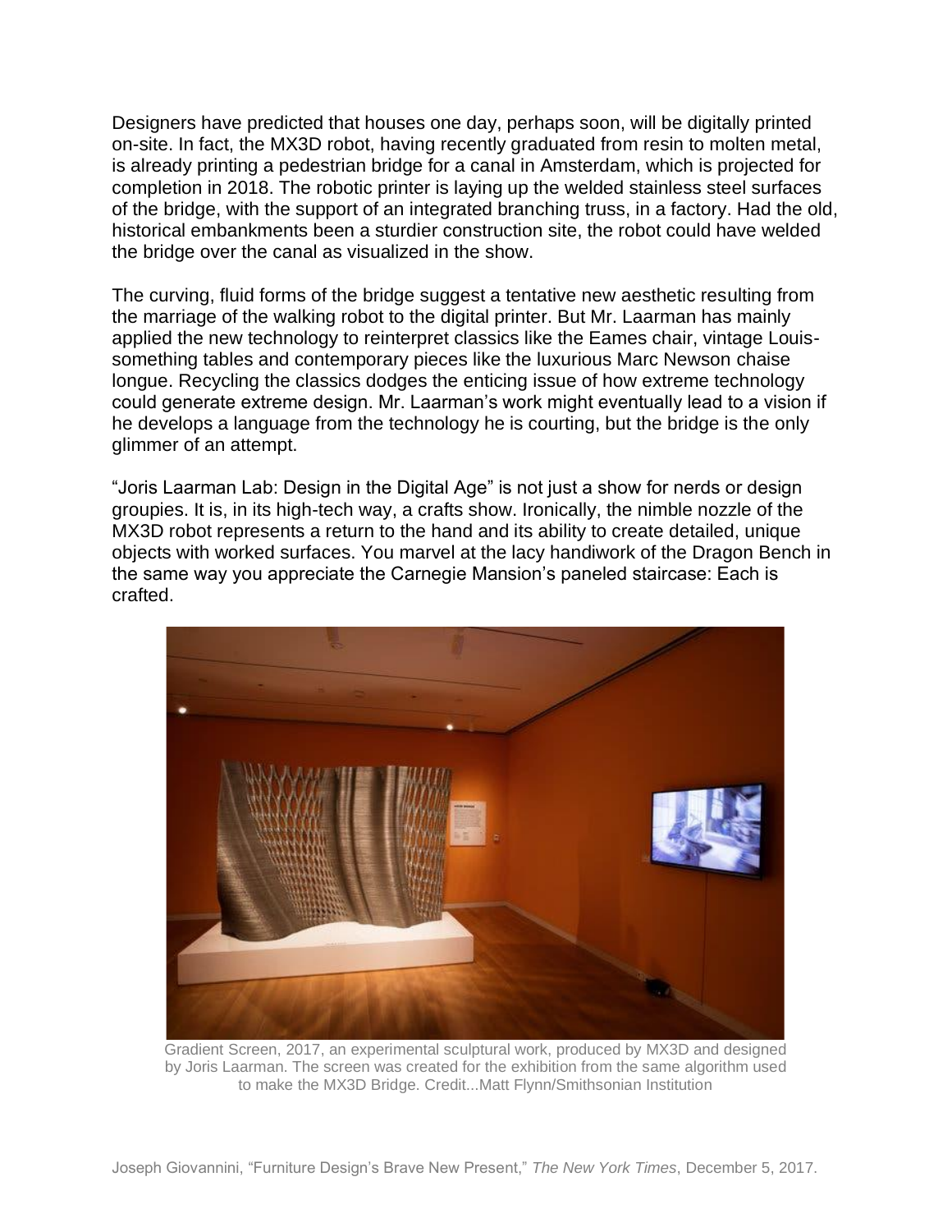Designers have predicted that houses one day, perhaps soon, will be digitally printed on-site. In fact, the MX3D robot, having recently graduated from resin to molten metal, is already printing a pedestrian bridge for a canal in Amsterdam, which is projected for completion in 2018. The robotic printer is laying up the welded stainless steel surfaces of the bridge, with the support of an integrated branching truss, in a factory. Had the old, historical embankments been a sturdier construction site, the robot could have welded the bridge over the canal as visualized in the show.

The curving, fluid forms of the bridge suggest a tentative new aesthetic resulting from the marriage of the walking robot to the digital printer. But Mr. Laarman has mainly applied the new technology to reinterpret classics like the Eames chair, vintage Louis-something tables and contemporary pieces like the luxurious Marc Newson chaise longue. Recycling the classics dodges the enticing issue of how extreme technology could generate extreme design. Mr. Laarman's work might eventually lead to a vision if he develops a language from the technology he is courting, but the bridge is the only glimmer of an attempt.

"Joris Laarman Lab: Design in the Digital Age" is not just a show for nerds or design groupies. It is, in its high-tech way, a crafts show. Ironically, the nimble nozzle of the MX3D robot represents a return to the hand and its ability to create detailed, unique objects with worked surfaces. You marvel at the lacy handiwork of the Dragon Bench in the same way you appreciate the Carnegie Mansion's paneled staircase: Each is crafted.

Gradient Screen, 2017, an experimental sculptural work, produced by MX3D and designed by Joris Laarman. The screen was created for the exhibition from the same algorithm used to make the MX3D Bridge. Credit...Matt Flynn/Smithsonian Institution

Joseph Giovannini, "Furniture Design's Brave New Present," *The New York Times*, December 5, 2017.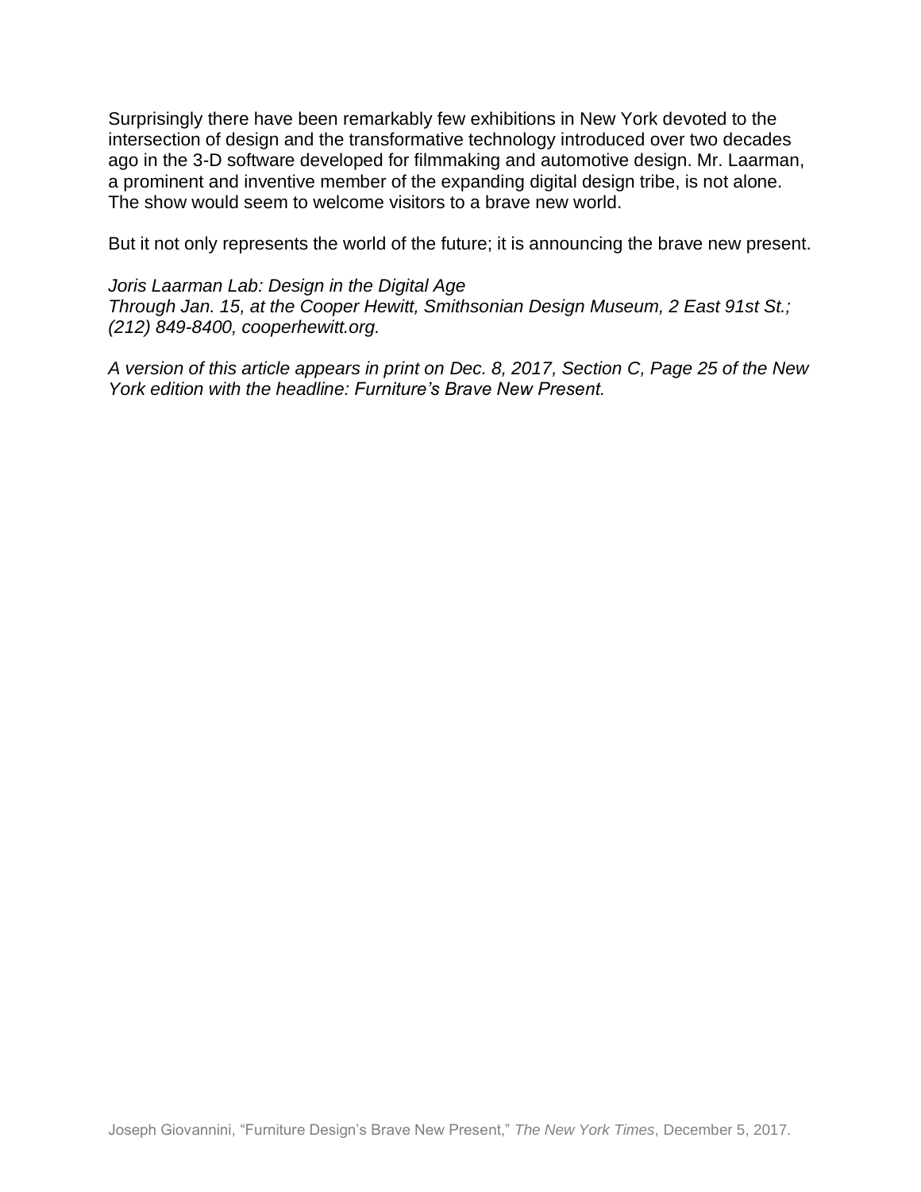Surprisingly there have been remarkably few exhibitions in New York devoted to the intersection of design and the transformative technology introduced over two decades ago in the 3-D software developed for filmmaking and automotive design. Mr. Laarman, a prominent and inventive member of the expanding digital design tribe, is not alone. The show would seem to welcome visitors to a brave new world.

But it not only represents the world of the future; it is announcing the brave new present.

*Joris Laarman Lab: Design in the Digital Age*
*Through Jan. 15, at the Cooper Hewitt, Smithsonian Design Museum, 2 East 91st St.; (212) 849-8400, cooperhewitt.org.*

*A version of this article appears in print on Dec. 8, 2017, Section C, Page 25 of the New York edition with the headline: Furniture's Brave New Present.*